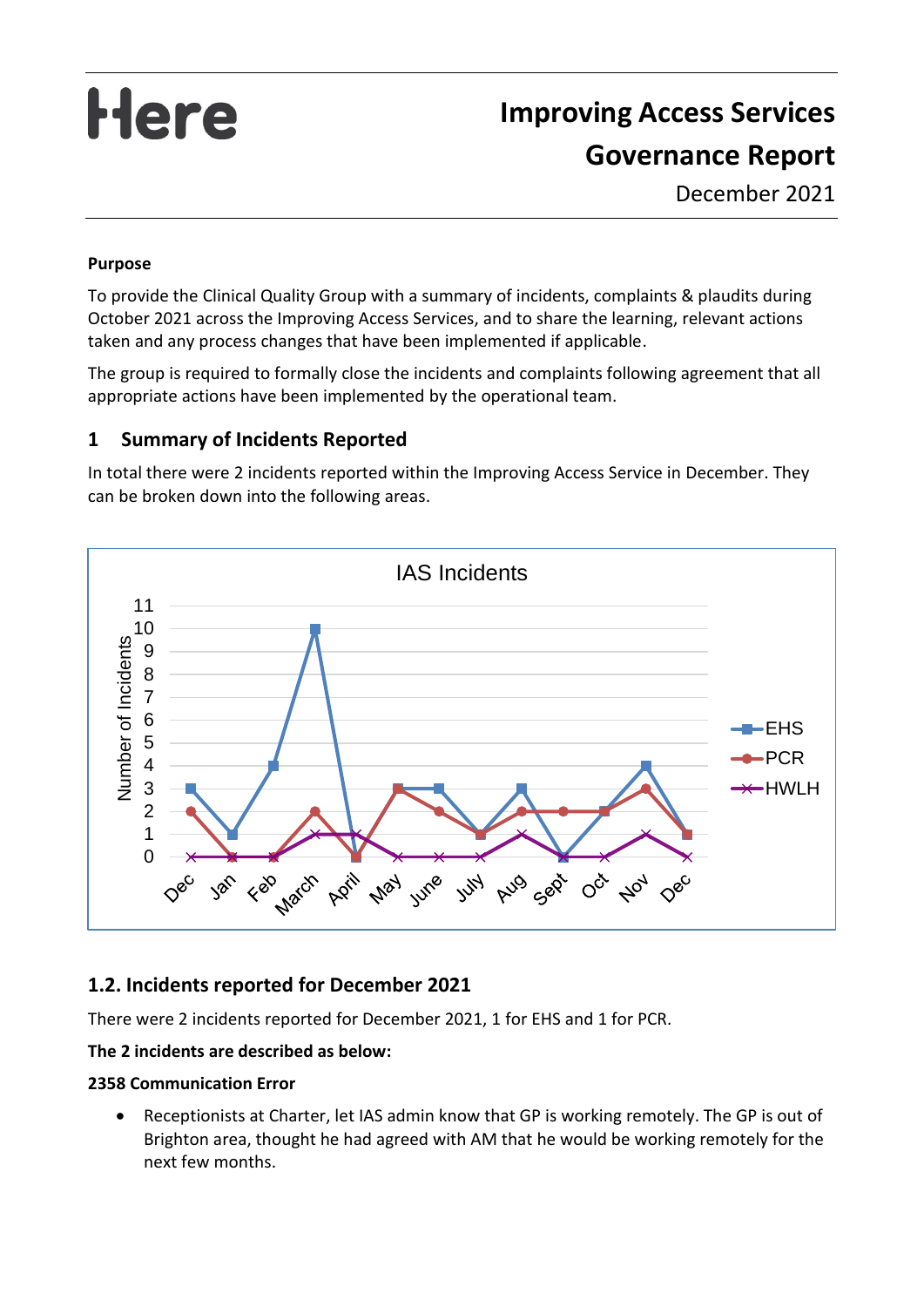Here

# Improving Access Services Governance Report

December 2021

**Purpose**

To provide the Clinical Quality Group with a summary of incidents, complaints & plaudits during October 2021 across the Improving Access Services, and to share the learning, relevant actions taken and any process changes that have been implemented if applicable.

The group is required to formally close the incidents and complaints following agreement that all appropriate actions have been implemented by the operational team.

## 1 Summary of Incidents Reported

In total there were 2 incidents reported within the Improving Access Service in December. They can be broken down into the following areas.

IAS Incidents

| Month | EHS | PCR | HWLH |
|---|---|---|---|
| Dec | 3 | 2 | 0 |
| Jan | 1 | 0 | 0 |
| Feb | 4 | 0 | 0 |
| March | 10 | 2 | 1 |
| April | 0 | 0 | 1 |
| May | 3 | 3 | 0 |
| June | 3 | 2 | 0 |
| July | 1 | 1 | 0 |
| Aug | 3 | 2 | 1 |
| Sept | 0 | 2 | 0 |
| Oct | 2 | 2 | 0 |
| Nov | 4 | 3 | 1 |
| Dec | 1 | 1 | 0 |

### 1.2. Incidents reported for December 2021

There were 2 incidents reported for December 2021, 1 for EHS and 1 for PCR.

**The 2 incidents are described as below:**

**2358 Communication Error**

- Receptionists at Charter, let IAS admin know that GP is working remotely. The GP is out of Brighton area, thought he had agreed with AM that he would be working remotely for the next few months.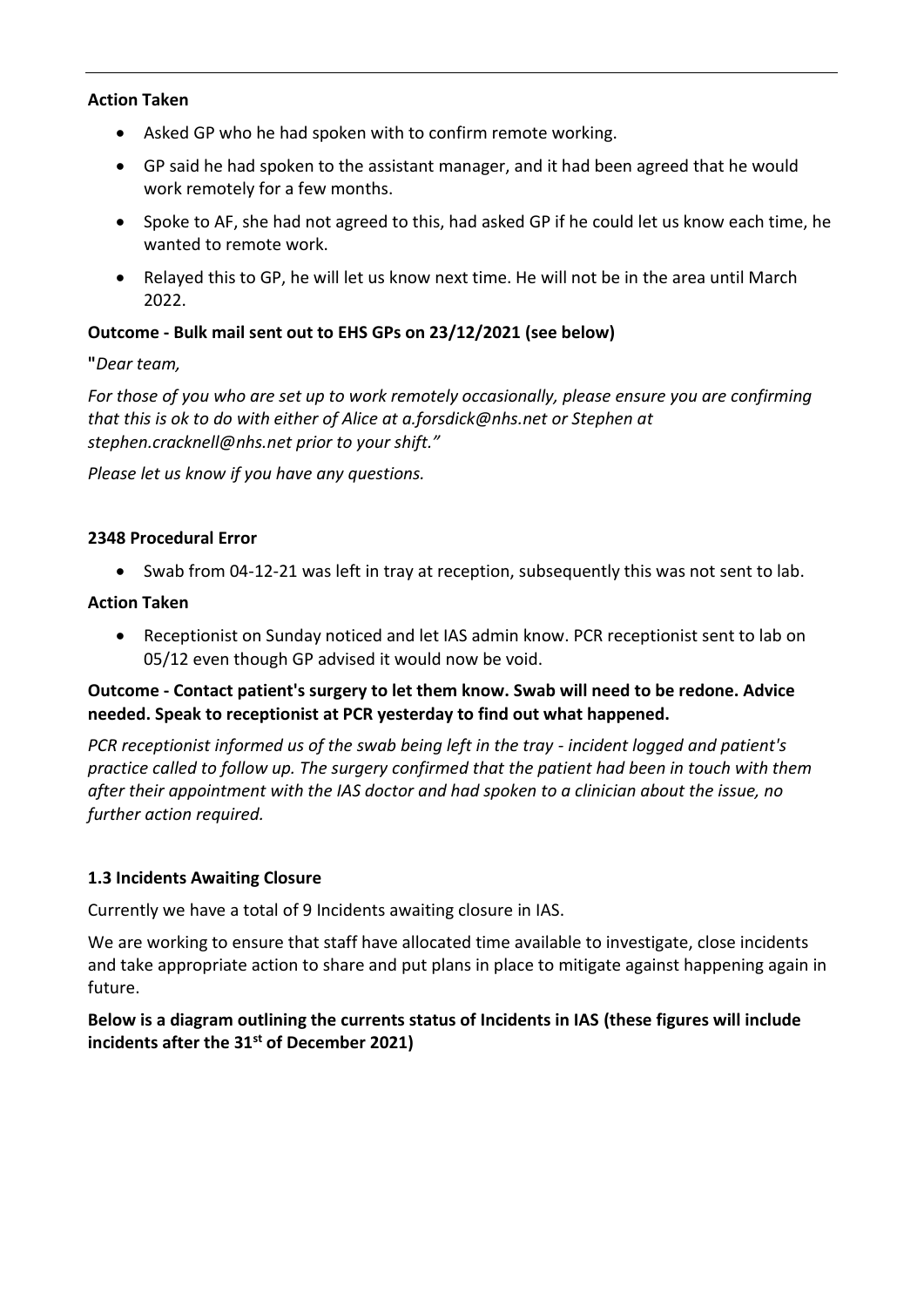**Action Taken**

- Asked GP who he had spoken with to confirm remote working.
- GP said he had spoken to the assistant manager, and it had been agreed that he would work remotely for a few months.
- Spoke to AF, she had not agreed to this, had asked GP if he could let us know each time, he wanted to remote work.
- Relayed this to GP, he will let us know next time. He will not be in the area until March 2022.

**Outcome - Bulk mail sent out to EHS GPs on 23/12/2021 (see below)**

**"***Dear team,*

*For those of you who are set up to work remotely occasionally, please ensure you are confirming that this is ok to do with either of Alice at a.forsdick@nhs.net or Stephen at stephen.cracknell@nhs.net prior to your shift."*

*Please let us know if you have any questions.*

**2348 Procedural Error**

- Swab from 04-12-21 was left in tray at reception, subsequently this was not sent to lab.

**Action Taken**

- Receptionist on Sunday noticed and let IAS admin know. PCR receptionist sent to lab on 05/12 even though GP advised it would now be void.

**Outcome - Contact patient's surgery to let them know. Swab will need to be redone. Advice needed. Speak to receptionist at PCR yesterday to find out what happened.**

*PCR receptionist informed us of the swab being left in the tray - incident logged and patient's practice called to follow up. The surgery confirmed that the patient had been in touch with them after their appointment with the IAS doctor and had spoken to a clinician about the issue, no further action required.*

**1.3 Incidents Awaiting Closure**

Currently we have a total of 9 Incidents awaiting closure in IAS.

We are working to ensure that staff have allocated time available to investigate, close incidents and take appropriate action to share and put plans in place to mitigate against happening again in future.

**Below is a diagram outlining the currents status of Incidents in IAS (these figures will include incidents after the 31st of December 2021)**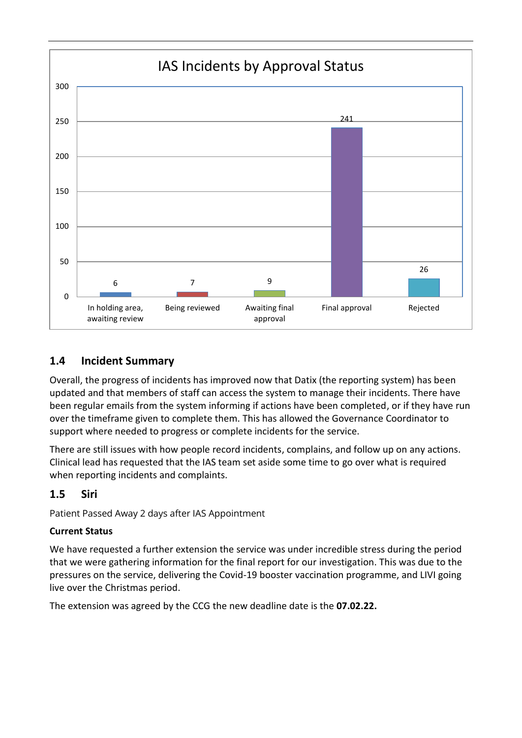IAS Incidents by Approval Status

| Approval Status | Count |
|---|---|
| In holding area, awaiting review | 6 |
| Being reviewed | 7 |
| Awaiting final approval | 9 |
| Final approval | 241 |
| Rejected | 26 |

## 1.4 Incident Summary

Overall, the progress of incidents has improved now that Datix (the reporting system) has been updated and that members of staff can access the system to manage their incidents. There have been regular emails from the system informing if actions have been completed, or if they have run over the timeframe given to complete them. This has allowed the Governance Coordinator to support where needed to progress or complete incidents for the service.

There are still issues with how people record incidents, complains, and follow up on any actions. Clinical lead has requested that the IAS team set aside some time to go over what is required when reporting incidents and complaints.

## 1.5 Siri

Patient Passed Away 2 days after IAS Appointment

**Current Status**

We have requested a further extension the service was under incredible stress during the period that we were gathering information for the final report for our investigation. This was due to the pressures on the service, delivering the Covid-19 booster vaccination programme, and LIVI going live over the Christmas period.

The extension was agreed by the CCG the new deadline date is the **07.02.22.**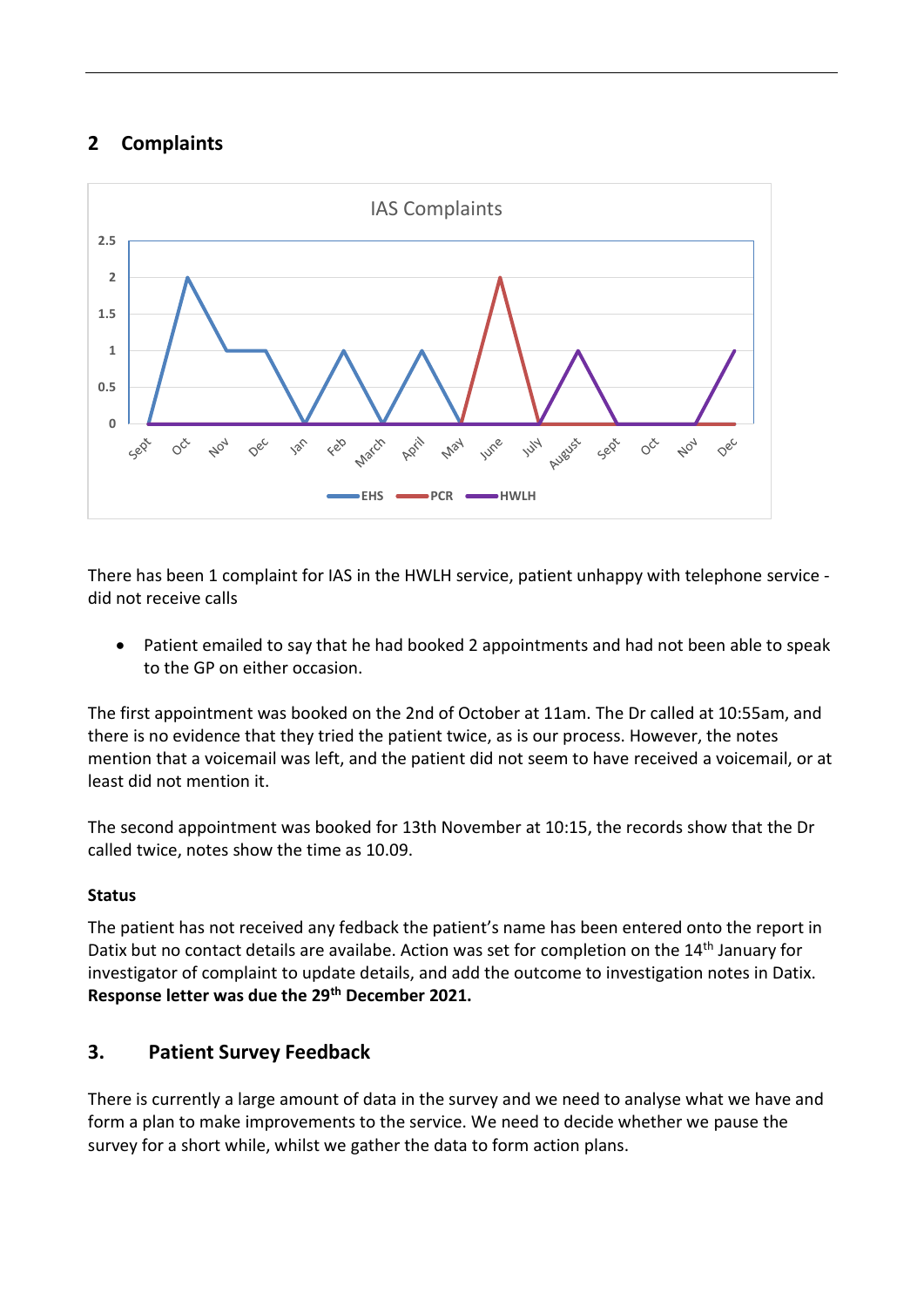## 2 Complaints

There has been 1 complaint for IAS in the HWLH service, patient unhappy with telephone service - did not receive calls

- Patient emailed to say that he had booked 2 appointments and had not been able to speak to the GP on either occasion.

The first appointment was booked on the 2nd of October at 11am. The Dr called at 10:55am, and there is no evidence that they tried the patient twice, as is our process. However, the notes mention that a voicemail was left, and the patient did not seem to have received a voicemail, or at least did not mention it.

The second appointment was booked for 13th November at 10:15, the records show that the Dr called twice, notes show the time as 10.09.

**Status**

The patient has not received any fedback the patient's name has been entered onto the report in Datix but no contact details are availabe. Action was set for completion on the 14th January for investigator of complaint to update details, and add the outcome to investigation notes in Datix. **Response letter was due the 29th December 2021.**

## 3. Patient Survey Feedback

There is currently a large amount of data in the survey and we need to analyse what we have and form a plan to make improvements to the service. We need to decide whether we pause the survey for a short while, whilst we gather the data to form action plans.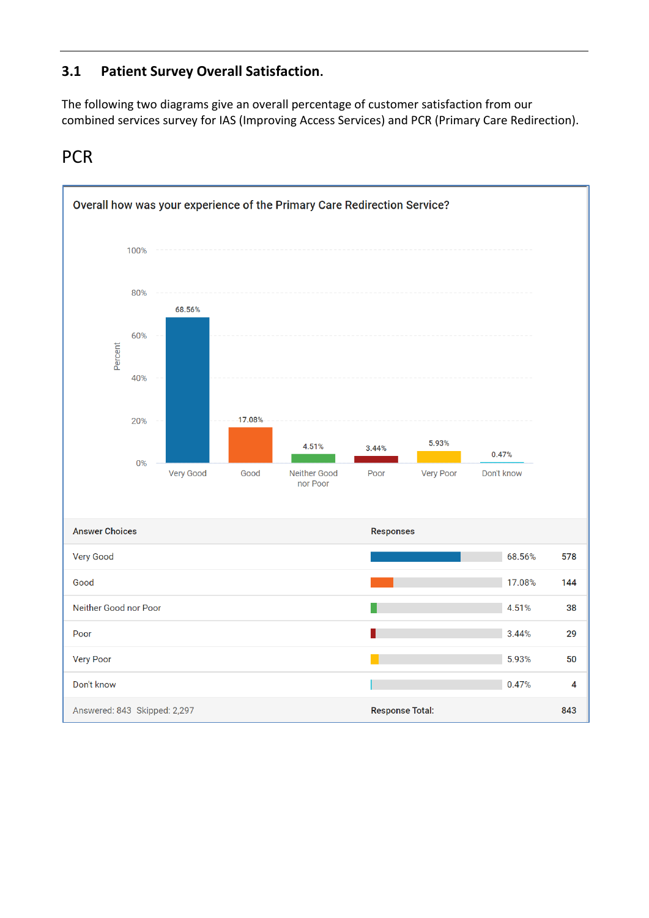## 3.1 Patient Survey Overall Satisfaction.

The following two diagrams give an overall percentage of customer satisfaction from our combined services survey for IAS (Improving Access Services) and PCR (Primary Care Redirection).

## PCR

**Overall how was your experience of the Primary Care Redirection Service?**

| Answer Choices | Responses | |
|---|---|---|
| Very Good | 68.56% | 578 |
| Good | 17.08% | 144 |
| Neither Good nor Poor | 4.51% | 38 |
| Poor | 3.44% | 29 |
| Very Poor | 5.93% | 50 |
| Don't know | 0.47% | 4 |
| Answered: 843 Skipped: 2,297 | Response Total: | 843 |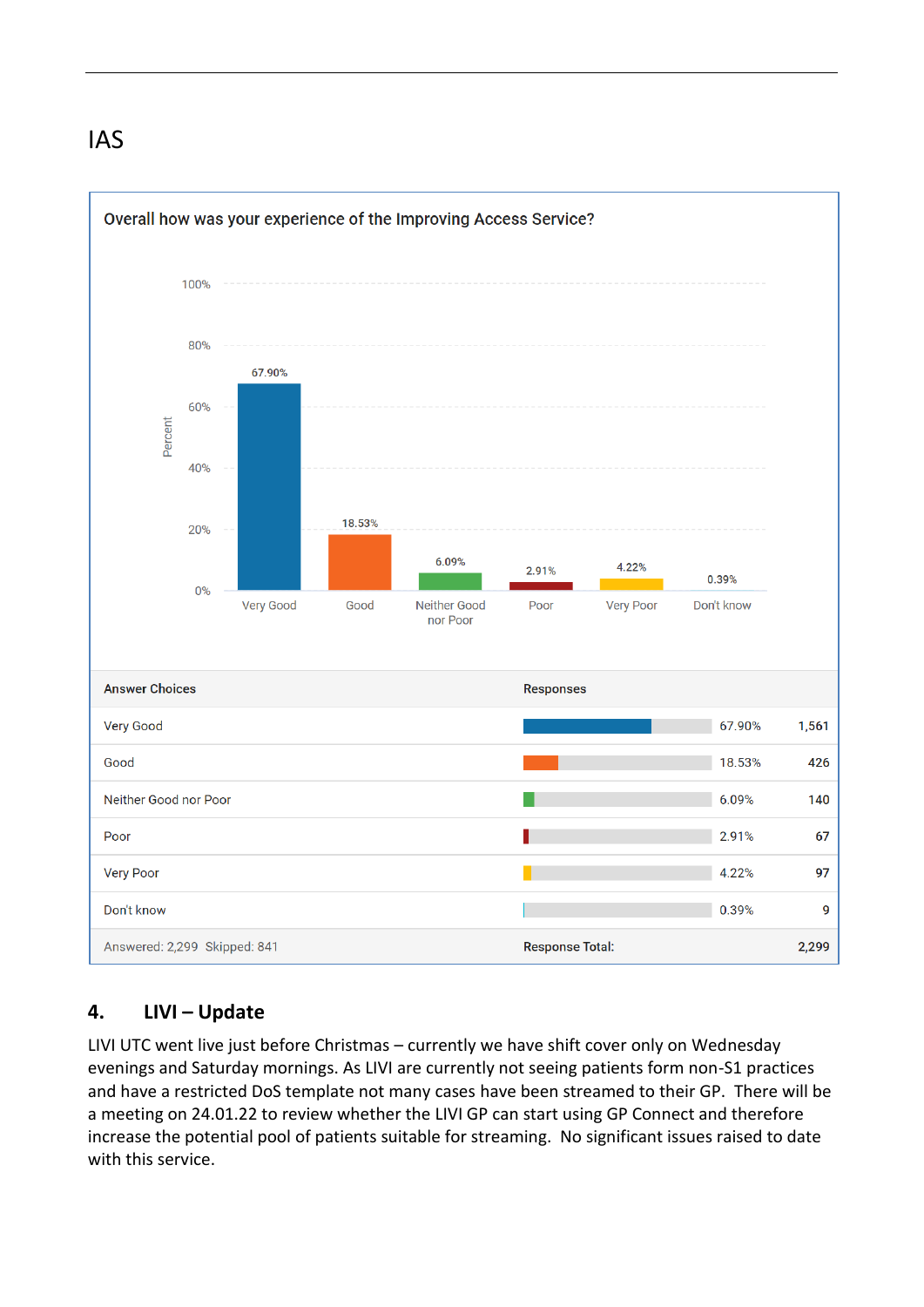# IAS

**Overall how was your experience of the Improving Access Service?**

| Answer Choices | Responses | |
|---|---|---|
| Very Good | 67.90% | 1,561 |
| Good | 18.53% | 426 |
| Neither Good nor Poor | 6.09% | 140 |
| Poor | 2.91% | 67 |
| Very Poor | 4.22% | 97 |
| Don't know | 0.39% | 9 |
| Answered: 2,299 Skipped: 841 | Response Total: | 2,299 |

## 4. LIVI – Update

LIVI UTC went live just before Christmas – currently we have shift cover only on Wednesday evenings and Saturday mornings. As LIVI are currently not seeing patients form non-S1 practices and have a restricted DoS template not many cases have been streamed to their GP. There will be a meeting on 24.01.22 to review whether the LIVI GP can start using GP Connect and therefore increase the potential pool of patients suitable for streaming. No significant issues raised to date with this service.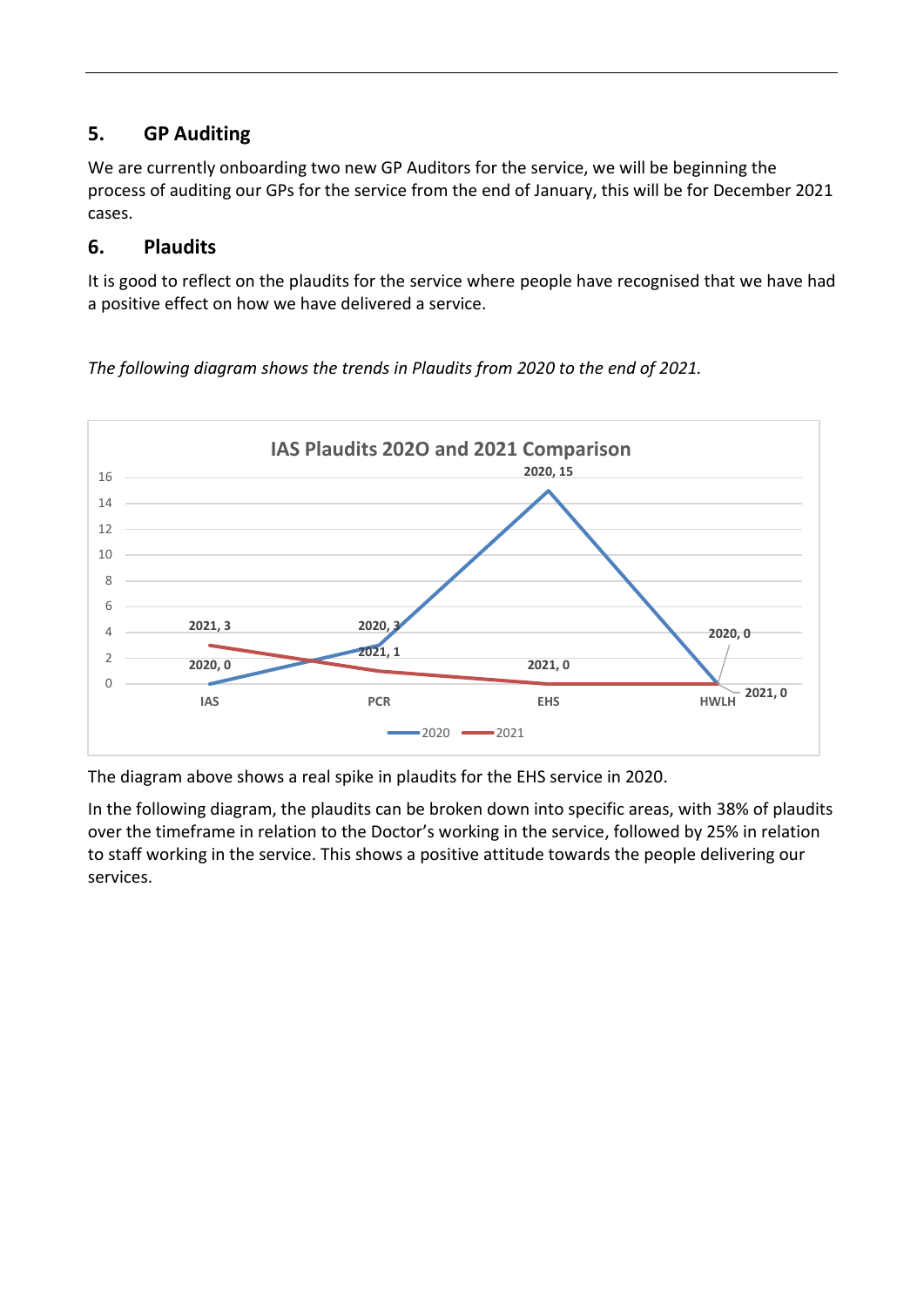## 5. GP Auditing

We are currently onboarding two new GP Auditors for the service, we will be beginning the process of auditing our GPs for the service from the end of January, this will be for December 2021 cases.

## 6. Plaudits

It is good to reflect on the plaudits for the service where people have recognised that we have had a positive effect on how we have delivered a service.

*The following diagram shows the trends in Plaudits from 2020 to the end of 2021.*

**IAS Plaudits 202O and 2021 Comparison**

| | IAS | PCR | EHS | HWLH |
|---|---|---|---|---|
| 2020 | 0 | 3 | 15 | 0 |
| 2021 | 3 | 1 | 0 | 0 |

The diagram above shows a real spike in plaudits for the EHS service in 2020.

In the following diagram, the plaudits can be broken down into specific areas, with 38% of plaudits over the timeframe in relation to the Doctor's working in the service, followed by 25% in relation to staff working in the service. This shows a positive attitude towards the people delivering our services.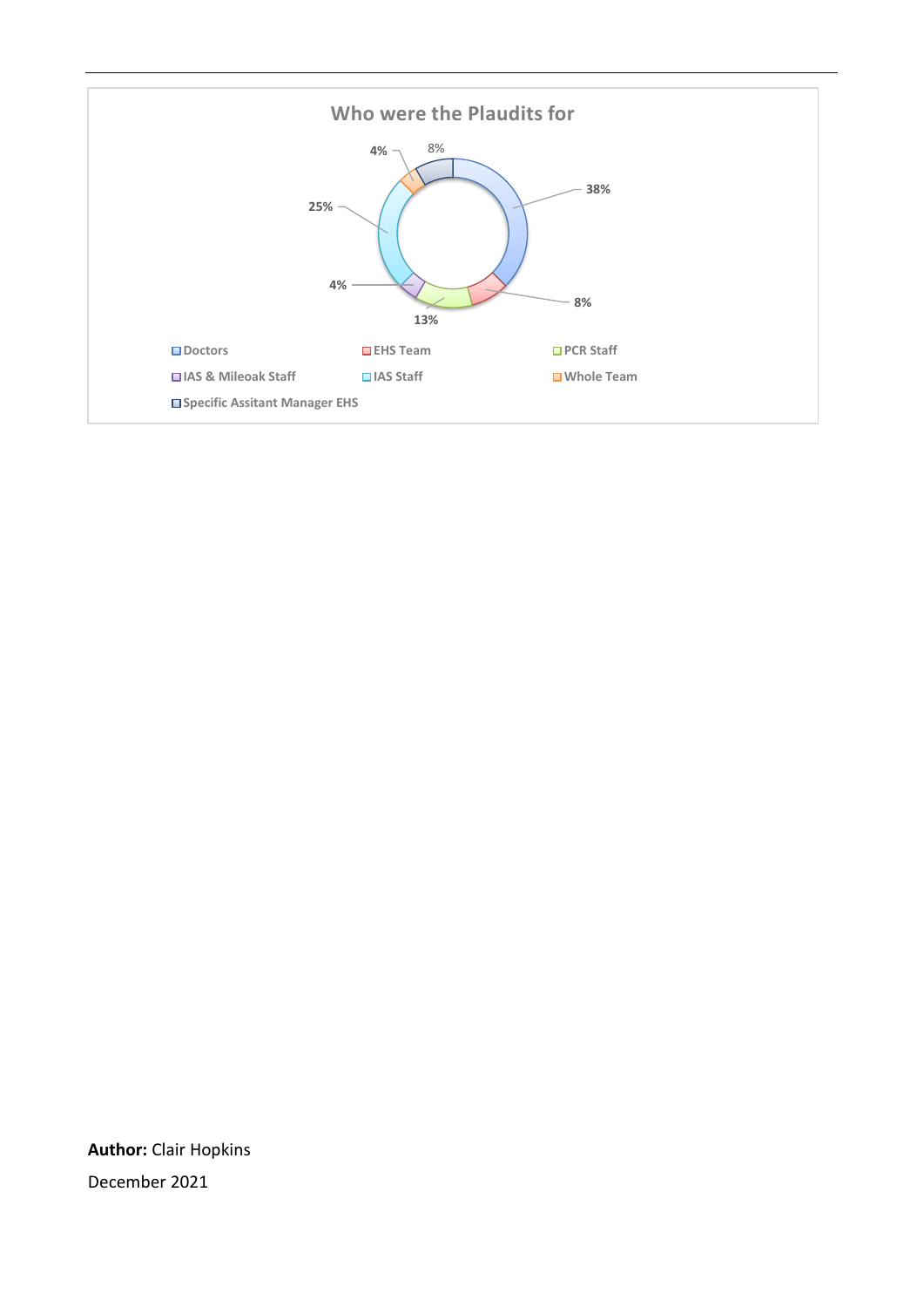Who were the Plaudits for

4%
8%
38%
25%
4%
8%
13%

Doctors
EHS Team
PCR Staff
IAS & Mileoak Staff
IAS Staff
Whole Team
Specific Assitant Manager EHS

**Author:** Clair Hopkins

December 2021